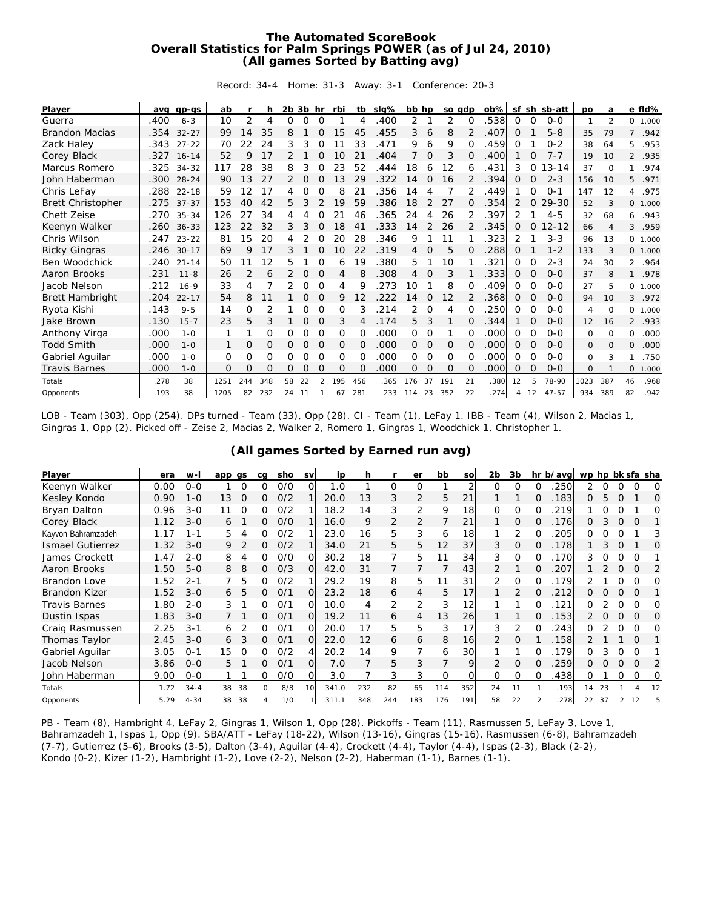# The Automated ScoreBook
## Overall Statistics for Palm Springs POWER (as of Jul 24, 2010)
### (All games Sorted by Batting avg)

Record: 34-4 Home: 31-3 Away: 3-1 Conference: 20-3

| Player | avg | gp-gs | ab | r | h | 2b | 3b | hr | rbi | tb | slg% | bb | hp | so | gdp | ob% | sf | sh | sb-att | po | a | e | fld% |
|---|---|---|---|---|---|---|---|---|---|---|---|---|---|---|---|---|---|---|---|---|---|---|---|
| Guerra | .400 | 6-3 | 10 | 2 | 4 | 0 | 0 | 0 | 1 | 4 | .400 | 2 | 1 | 2 | 0 | .538 | 0 | 0 | 0-0 | 1 | 2 | 0 | 1.000 |
| Brandon Macias | .354 | 32-27 | 99 | 14 | 35 | 8 | 1 | 0 | 15 | 45 | .455 | 3 | 6 | 8 | 2 | .407 | 0 | 1 | 5-8 | 35 | 79 | 7 | .942 |
| Zack Haley | .343 | 27-22 | 70 | 22 | 24 | 3 | 3 | 0 | 11 | 33 | .471 | 9 | 6 | 9 | 0 | .459 | 0 | 1 | 0-2 | 38 | 64 | 5 | .953 |
| Corey Black | .327 | 16-14 | 52 | 9 | 17 | 2 | 1 | 0 | 10 | 21 | .404 | 7 | 0 | 3 | 0 | .400 | 1 | 0 | 7-7 | 19 | 10 | 2 | .935 |
| Marcus Romero | .325 | 34-32 | 117 | 28 | 38 | 8 | 3 | 0 | 23 | 52 | .444 | 18 | 6 | 12 | 6 | .431 | 3 | 0 | 13-14 | 37 | 0 | 1 | .974 |
| John Haberman | .300 | 28-24 | 90 | 13 | 27 | 2 | 0 | 0 | 13 | 29 | .322 | 14 | 0 | 16 | 2 | .394 | 0 | 0 | 2-3 | 156 | 10 | 5 | .971 |
| Chris LeFay | .288 | 22-18 | 59 | 12 | 17 | 4 | 0 | 0 | 8 | 21 | .356 | 14 | 4 | 7 | 2 | .449 | 1 | 0 | 0-1 | 147 | 12 | 4 | .975 |
| Brett Christopher | .275 | 37-37 | 153 | 40 | 42 | 5 | 3 | 2 | 19 | 59 | .386 | 18 | 2 | 27 | 0 | .354 | 2 | 0 | 29-30 | 52 | 3 | 0 | 1.000 |
| Chett Zeise | .270 | 35-34 | 126 | 27 | 34 | 4 | 4 | 0 | 21 | 46 | .365 | 24 | 4 | 26 | 2 | .397 | 2 | 1 | 4-5 | 32 | 68 | 6 | .943 |
| Keenyn Walker | .260 | 36-33 | 123 | 22 | 32 | 3 | 3 | 0 | 18 | 41 | .333 | 14 | 2 | 26 | 2 | .345 | 0 | 0 | 12-12 | 66 | 4 | 3 | .959 |
| Chris Wilson | .247 | 23-22 | 81 | 15 | 20 | 4 | 2 | 0 | 20 | 28 | .346 | 9 | 1 | 11 | 1 | .323 | 2 | 1 | 3-3 | 96 | 13 | 0 | 1.000 |
| Ricky Gingras | .246 | 30-17 | 69 | 9 | 17 | 3 | 1 | 0 | 10 | 22 | .319 | 4 | 0 | 5 | 0 | .288 | 0 | 1 | 1-2 | 133 | 3 | 0 | 1.000 |
| Ben Woodchick | .240 | 21-14 | 50 | 11 | 12 | 5 | 1 | 0 | 6 | 19 | .380 | 5 | 1 | 10 | 1 | .321 | 0 | 0 | 2-3 | 24 | 30 | 2 | .964 |
| Aaron Brooks | .231 | 11-8 | 26 | 2 | 6 | 2 | 0 | 0 | 4 | 8 | .308 | 4 | 0 | 3 | 1 | .333 | 0 | 0 | 0-0 | 37 | 8 | 1 | .978 |
| Jacob Nelson | .212 | 16-9 | 33 | 4 | 7 | 2 | 0 | 0 | 4 | 9 | .273 | 10 | 1 | 8 | 0 | .409 | 0 | 0 | 0-0 | 27 | 5 | 0 | 1.000 |
| Brett Hambright | .204 | 22-17 | 54 | 8 | 11 | 1 | 0 | 0 | 9 | 12 | .222 | 14 | 0 | 12 | 2 | .368 | 0 | 0 | 0-0 | 94 | 10 | 3 | .972 |
| Ryota Kishi | .143 | 9-5 | 14 | 0 | 2 | 1 | 0 | 0 | 0 | 3 | .214 | 2 | 0 | 4 | 0 | .250 | 0 | 0 | 0-0 | 4 | 0 | 0 | 1.000 |
| Jake Brown | .130 | 15-7 | 23 | 5 | 3 | 1 | 0 | 0 | 3 | 4 | .174 | 5 | 3 | 1 | 0 | .344 | 1 | 0 | 0-0 | 12 | 16 | 2 | .933 |
| Anthony Virga | .000 | 1-0 | 1 | 1 | 0 | 0 | 0 | 0 | 0 | 0 | .000 | 0 | 0 | 1 | 0 | .000 | 0 | 0 | 0-0 | 0 | 0 | 0 | .000 |
| Todd Smith | .000 | 1-0 | 1 | 0 | 0 | 0 | 0 | 0 | 0 | 0 | .000 | 0 | 0 | 0 | 0 | .000 | 0 | 0 | 0-0 | 0 | 0 | 0 | .000 |
| Gabriel Aguilar | .000 | 1-0 | 0 | 0 | 0 | 0 | 0 | 0 | 0 | 0 | .000 | 0 | 0 | 0 | 0 | .000 | 0 | 0 | 0-0 | 0 | 3 | 1 | .750 |
| Travis Barnes | .000 | 1-0 | 0 | 0 | 0 | 0 | 0 | 0 | 0 | 0 | .000 | 0 | 0 | 0 | 0 | .000 | 0 | 0 | 0-0 | 0 | 1 | 0 | 1.000 |
| Totals | .278 | 38 | 1251 | 244 | 348 | 58 | 22 | 2 | 195 | 456 | .365 | 176 | 37 | 191 | 21 | .380 | 12 | 5 | 78-90 | 1023 | 387 | 46 | .968 |
| Opponents | .193 | 38 | 1205 | 82 | 232 | 24 | 11 | 1 | 67 | 281 | .233 | 114 | 23 | 352 | 22 | .274 | 4 | 12 | 47-57 | 934 | 389 | 82 | .942 |

LOB - Team (303), Opp (254). DPs turned - Team (33), Opp (28). CI - Team (1), LeFay 1. IBB - Team (4), Wilson 2, Macias 1, Gingras 1, Opp (2). Picked off - Zeise 2, Macias 2, Walker 2, Romero 1, Gingras 1, Woodchick 1, Christopher 1.

### (All games Sorted by Earned run avg)

| Player | era | w-l | app | gs | cg | sho | sv | ip | h | r | er | bb | so | 2b | 3b | hr | b/avg | wp | hp | bk | sfa | sha |
|---|---|---|---|---|---|---|---|---|---|---|---|---|---|---|---|---|---|---|---|---|---|---|
| Keenyn Walker | 0.00 | 0-0 | 1 | 0 | 0 | 0/0 | 0 | 1.0 | 1 | 0 | 0 | 1 | 2 | 0 | 0 | 0 | .250 | 2 | 0 | 0 | 0 | 0 |
| Kesley Kondo | 0.90 | 1-0 | 13 | 0 | 0 | 0/2 | 1 | 20.0 | 13 | 3 | 2 | 5 | 21 | 1 | 1 | 0 | .183 | 0 | 5 | 0 | 1 | 0 |
| Bryan Dalton | 0.96 | 3-0 | 11 | 0 | 0 | 0/2 | 1 | 18.2 | 14 | 3 | 2 | 9 | 18 | 0 | 0 | 0 | .219 | 1 | 0 | 0 | 1 | 0 |
| Corey Black | 1.12 | 3-0 | 6 | 1 | 0 | 0/0 | 1 | 16.0 | 9 | 2 | 2 | 7 | 21 | 1 | 0 | 0 | .176 | 0 | 3 | 0 | 0 | 1 |
| Kayvon Bahramzadeh | 1.17 | 1-1 | 5 | 4 | 0 | 0/2 | 1 | 23.0 | 16 | 5 | 3 | 6 | 18 | 1 | 2 | 0 | .205 | 0 | 0 | 0 | 1 | 3 |
| Ismael Gutierrez | 1.32 | 3-0 | 9 | 2 | 0 | 0/2 | 1 | 34.0 | 21 | 5 | 5 | 12 | 37 | 3 | 0 | 0 | .178 | 1 | 3 | 0 | 1 | 0 |
| James Crockett | 1.47 | 2-0 | 8 | 4 | 0 | 0/0 | 0 | 30.2 | 18 | 7 | 5 | 11 | 34 | 3 | 0 | 0 | .170 | 3 | 0 | 0 | 0 | 1 |
| Aaron Brooks | 1.50 | 5-0 | 8 | 8 | 0 | 0/3 | 0 | 42.0 | 31 | 7 | 7 | 7 | 43 | 2 | 1 | 0 | .207 | 1 | 2 | 0 | 0 | 2 |
| Brandon Love | 1.52 | 2-1 | 7 | 5 | 0 | 0/2 | 1 | 29.2 | 19 | 8 | 5 | 11 | 31 | 2 | 0 | 0 | .179 | 2 | 1 | 0 | 0 | 0 |
| Brandon Kizer | 1.52 | 3-0 | 6 | 5 | 0 | 0/1 | 0 | 23.2 | 18 | 6 | 4 | 5 | 17 | 1 | 2 | 0 | .212 | 0 | 0 | 0 | 0 | 1 |
| Travis Barnes | 1.80 | 2-0 | 3 | 1 | 0 | 0/1 | 0 | 10.0 | 4 | 2 | 2 | 3 | 12 | 1 | 1 | 0 | .121 | 0 | 2 | 0 | 0 | 0 |
| Dustin Ispas | 1.83 | 3-0 | 7 | 1 | 0 | 0/1 | 0 | 19.2 | 11 | 6 | 4 | 13 | 26 | 1 | 1 | 0 | .153 | 2 | 0 | 0 | 0 | 0 |
| Craig Rasmussen | 2.25 | 3-1 | 6 | 2 | 0 | 0/1 | 0 | 20.0 | 17 | 5 | 5 | 3 | 17 | 3 | 2 | 0 | .243 | 0 | 2 | 0 | 0 | 0 |
| Thomas Taylor | 2.45 | 3-0 | 6 | 3 | 0 | 0/1 | 0 | 22.0 | 12 | 6 | 6 | 8 | 16 | 2 | 0 | 1 | .158 | 2 | 1 | 1 | 0 | 1 |
| Gabriel Aguilar | 3.05 | 0-1 | 15 | 0 | 0 | 0/2 | 4 | 20.2 | 14 | 9 | 7 | 6 | 30 | 1 | 1 | 0 | .179 | 0 | 3 | 0 | 0 | 1 |
| Jacob Nelson | 3.86 | 0-0 | 5 | 1 | 0 | 0/1 | 0 | 7.0 | 7 | 5 | 3 | 7 | 9 | 2 | 0 | 0 | .259 | 0 | 0 | 0 | 0 | 2 |
| John Haberman | 9.00 | 0-0 | 1 | 1 | 0 | 0/0 | 0 | 3.0 | 7 | 3 | 3 | 0 | 0 | 0 | 0 | 0 | .438 | 0 | 1 | 0 | 0 | 0 |
| Totals | 1.72 | 34-4 | 38 | 38 | 0 | 8/8 | 10 | 341.0 | 232 | 82 | 65 | 114 | 352 | 24 | 11 | 1 | .193 | 14 | 23 | 1 | 4 | 12 |
| Opponents | 5.29 | 4-34 | 38 | 38 | 4 | 1/0 | 1 | 311.1 | 348 | 244 | 183 | 176 | 191 | 58 | 22 | 2 | .278 | 22 | 37 | 2 | 12 | 5 |

PB - Team (8), Hambright 4, LeFay 2, Gingras 1, Wilson 1, Opp (28). Pickoffs - Team (11), Rasmussen 5, LeFay 3, Love 1, Bahramzadeh 1, Ispas 1, Opp (9). SBA/ATT - LeFay (18-22), Wilson (13-16), Gingras (15-16), Rasmussen (6-8), Bahramzadeh (7-7), Gutierrez (5-6), Brooks (3-5), Dalton (3-4), Aguilar (4-4), Crockett (4-4), Taylor (4-4), Ispas (2-3), Black (2-2), Kondo (0-2), Kizer (1-2), Hambright (1-2), Love (2-2), Nelson (2-2), Haberman (1-1), Barnes (1-1).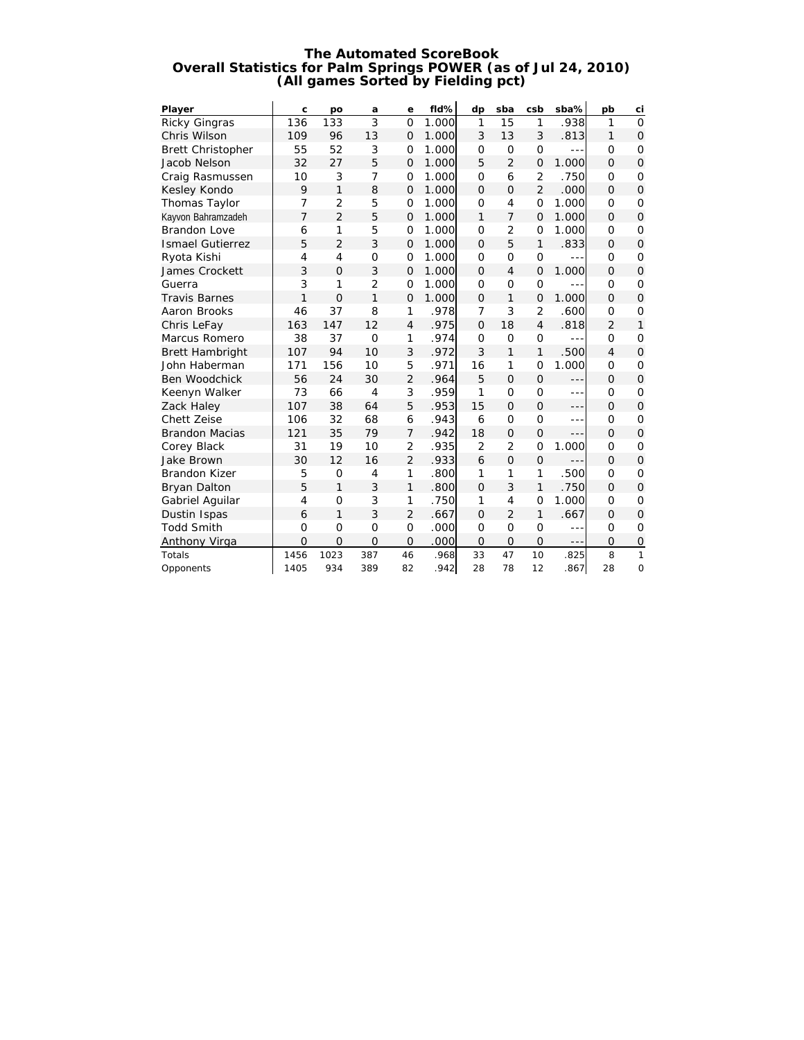**The Automated ScoreBook**
**Overall Statistics for Palm Springs POWER (as of Jul 24, 2010)**
**(All games Sorted by Fielding pct)**

| Player | c | po | a | e | fld% | dp | sba | csb | sba% | pb | ci |
|---|---|---|---|---|---|---|---|---|---|---|---|
| Ricky Gingras | 136 | 133 | 3 | 0 | 1.000 | 1 | 15 | 1 | .938 | 1 | 0 |
| Chris Wilson | 109 | 96 | 13 | 0 | 1.000 | 3 | 13 | 3 | .813 | 1 | 0 |
| Brett Christopher | 55 | 52 | 3 | 0 | 1.000 | 0 | 0 | 0 | --- | 0 | 0 |
| Jacob Nelson | 32 | 27 | 5 | 0 | 1.000 | 5 | 2 | 0 | 1.000 | 0 | 0 |
| Craig Rasmussen | 10 | 3 | 7 | 0 | 1.000 | 0 | 6 | 2 | .750 | 0 | 0 |
| Kesley Kondo | 9 | 1 | 8 | 0 | 1.000 | 0 | 0 | 2 | .000 | 0 | 0 |
| Thomas Taylor | 7 | 2 | 5 | 0 | 1.000 | 0 | 4 | 0 | 1.000 | 0 | 0 |
| Kayvon Bahramzadeh | 7 | 2 | 5 | 0 | 1.000 | 1 | 7 | 0 | 1.000 | 0 | 0 |
| Brandon Love | 6 | 1 | 5 | 0 | 1.000 | 0 | 2 | 0 | 1.000 | 0 | 0 |
| Ismael Gutierrez | 5 | 2 | 3 | 0 | 1.000 | 0 | 5 | 1 | .833 | 0 | 0 |
| Ryota Kishi | 4 | 4 | 0 | 0 | 1.000 | 0 | 0 | 0 | --- | 0 | 0 |
| James Crockett | 3 | 0 | 3 | 0 | 1.000 | 0 | 4 | 0 | 1.000 | 0 | 0 |
| Guerra | 3 | 1 | 2 | 0 | 1.000 | 0 | 0 | 0 | --- | 0 | 0 |
| Travis Barnes | 1 | 0 | 1 | 0 | 1.000 | 0 | 1 | 0 | 1.000 | 0 | 0 |
| Aaron Brooks | 46 | 37 | 8 | 1 | .978 | 7 | 3 | 2 | .600 | 0 | 0 |
| Chris LeFay | 163 | 147 | 12 | 4 | .975 | 0 | 18 | 4 | .818 | 2 | 1 |
| Marcus Romero | 38 | 37 | 0 | 1 | .974 | 0 | 0 | 0 | --- | 0 | 0 |
| Brett Hambright | 107 | 94 | 10 | 3 | .972 | 3 | 1 | 1 | .500 | 4 | 0 |
| John Haberman | 171 | 156 | 10 | 5 | .971 | 16 | 1 | 0 | 1.000 | 0 | 0 |
| Ben Woodchick | 56 | 24 | 30 | 2 | .964 | 5 | 0 | 0 | --- | 0 | 0 |
| Keenyn Walker | 73 | 66 | 4 | 3 | .959 | 1 | 0 | 0 | --- | 0 | 0 |
| Zack Haley | 107 | 38 | 64 | 5 | .953 | 15 | 0 | 0 | --- | 0 | 0 |
| Chett Zeise | 106 | 32 | 68 | 6 | .943 | 6 | 0 | 0 | --- | 0 | 0 |
| Brandon Macias | 121 | 35 | 79 | 7 | .942 | 18 | 0 | 0 | --- | 0 | 0 |
| Corey Black | 31 | 19 | 10 | 2 | .935 | 2 | 2 | 0 | 1.000 | 0 | 0 |
| Jake Brown | 30 | 12 | 16 | 2 | .933 | 6 | 0 | 0 | --- | 0 | 0 |
| Brandon Kizer | 5 | 0 | 4 | 1 | .800 | 1 | 1 | 1 | .500 | 0 | 0 |
| Bryan Dalton | 5 | 1 | 3 | 1 | .800 | 0 | 3 | 1 | .750 | 0 | 0 |
| Gabriel Aguilar | 4 | 0 | 3 | 1 | .750 | 1 | 4 | 0 | 1.000 | 0 | 0 |
| Dustin Ispas | 6 | 1 | 3 | 2 | .667 | 0 | 2 | 1 | .667 | 0 | 0 |
| Todd Smith | 0 | 0 | 0 | 0 | .000 | 0 | 0 | 0 | --- | 0 | 0 |
| Anthony Virga | 0 | 0 | 0 | 0 | .000 | 0 | 0 | 0 | --- | 0 | 0 |
| Totals | 1456 | 1023 | 387 | 46 | .968 | 33 | 47 | 10 | .825 | 8 | 1 |
| Opponents | 1405 | 934 | 389 | 82 | .942 | 28 | 78 | 12 | .867 | 28 | 0 |